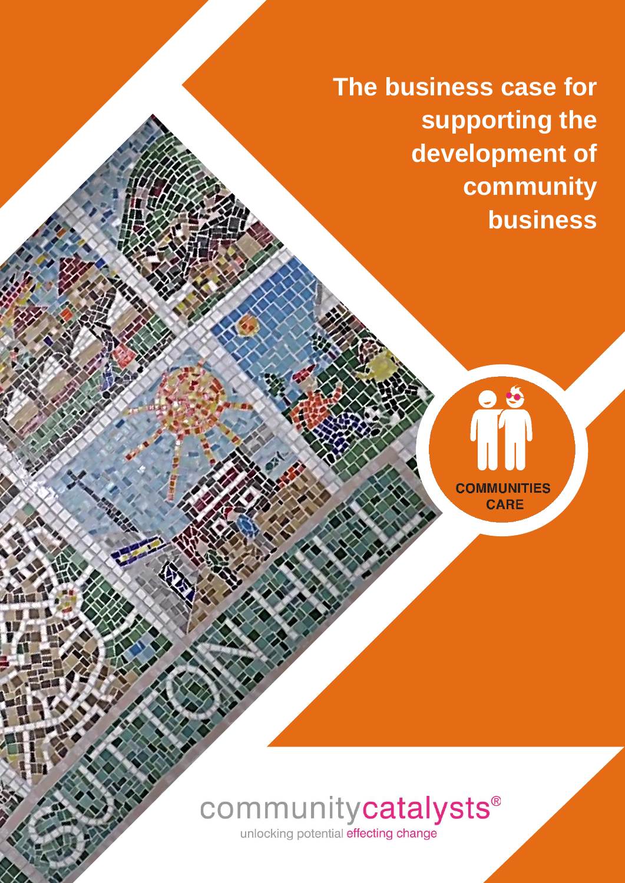# The business case for supporting the development of community business

COMMUNITIES CARE

communitycatalysts®

unlocking potential effecting change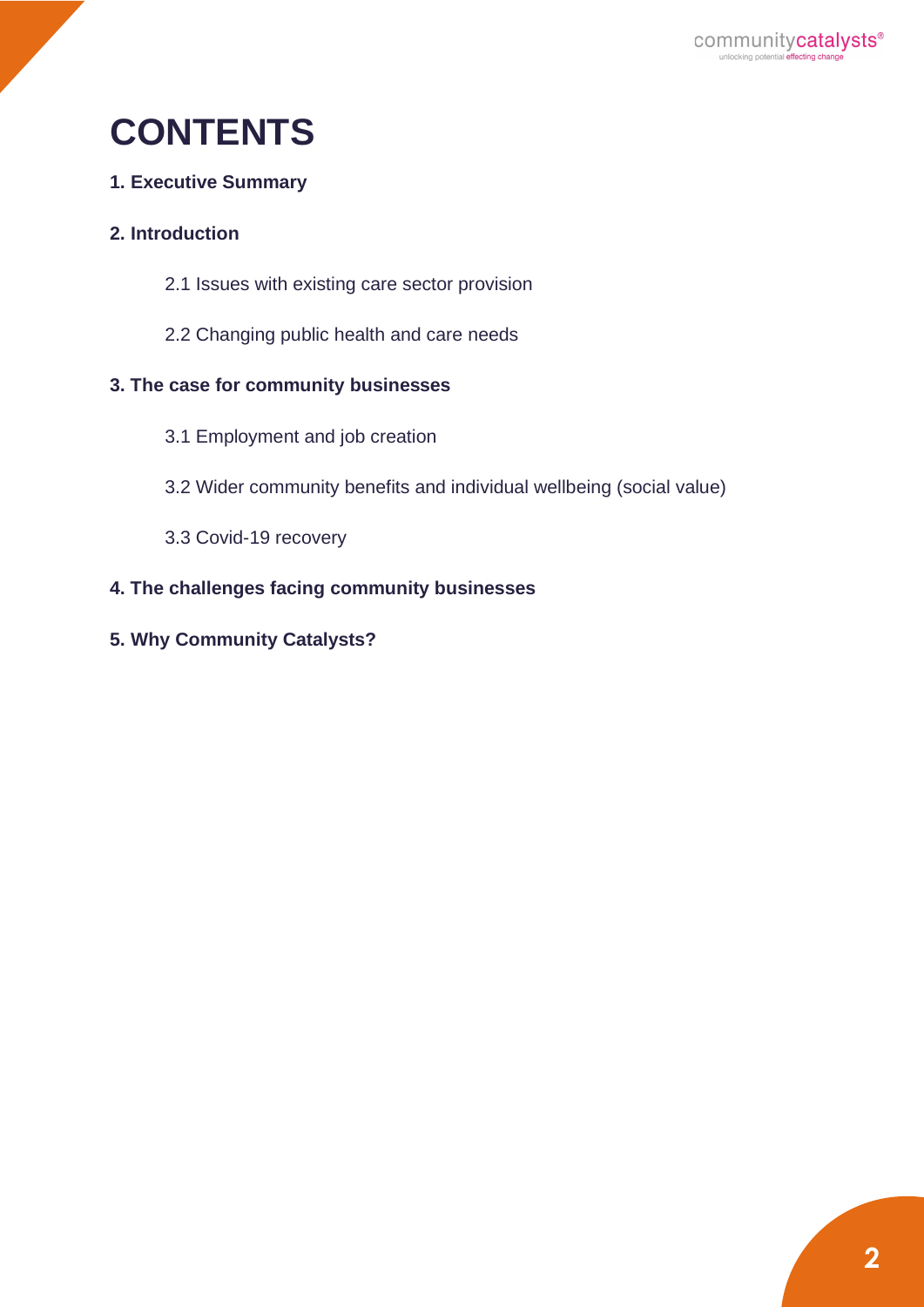# CONTENTS

**1. Executive Summary**

**2. Introduction**

- 2.1 Issues with existing care sector provision
- 2.2 Changing public health and care needs

**3. The case for community businesses**

- 3.1 Employment and job creation
- 3.2 Wider community benefits and individual wellbeing (social value)
- 3.3 Covid-19 recovery

**4. The challenges facing community businesses**

**5. Why Community Catalysts?**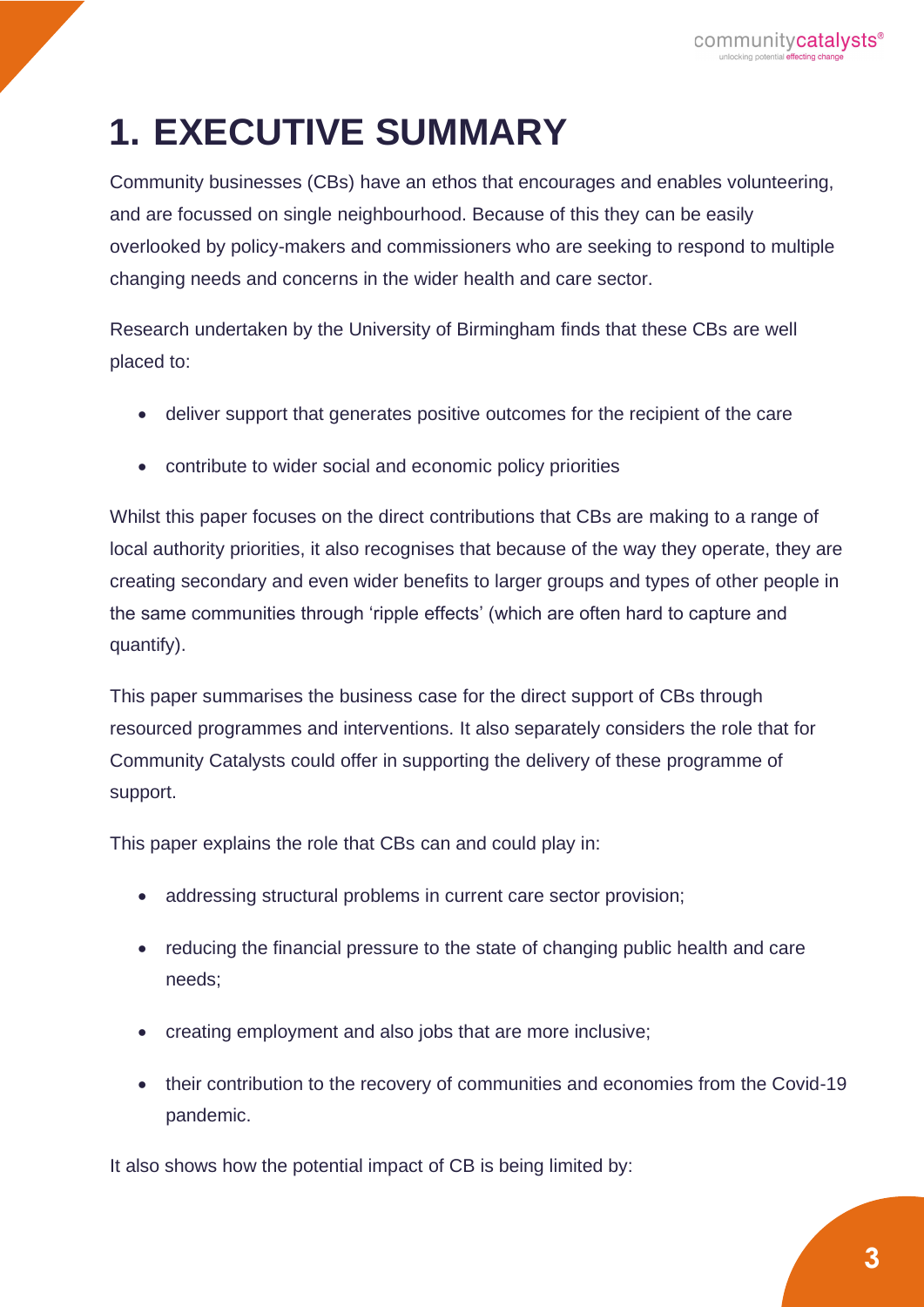# 1. EXECUTIVE SUMMARY

Community businesses (CBs) have an ethos that encourages and enables volunteering, and are focussed on single neighbourhood. Because of this they can be easily overlooked by policy-makers and commissioners who are seeking to respond to multiple changing needs and concerns in the wider health and care sector.

Research undertaken by the University of Birmingham finds that these CBs are well placed to:

- deliver support that generates positive outcomes for the recipient of the care
- contribute to wider social and economic policy priorities

Whilst this paper focuses on the direct contributions that CBs are making to a range of local authority priorities, it also recognises that because of the way they operate, they are creating secondary and even wider benefits to larger groups and types of other people in the same communities through 'ripple effects' (which are often hard to capture and quantify).

This paper summarises the business case for the direct support of CBs through resourced programmes and interventions. It also separately considers the role that for Community Catalysts could offer in supporting the delivery of these programme of support.

This paper explains the role that CBs can and could play in:

- addressing structural problems in current care sector provision;
- reducing the financial pressure to the state of changing public health and care needs;
- creating employment and also jobs that are more inclusive;
- their contribution to the recovery of communities and economies from the Covid-19 pandemic.

It also shows how the potential impact of CB is being limited by: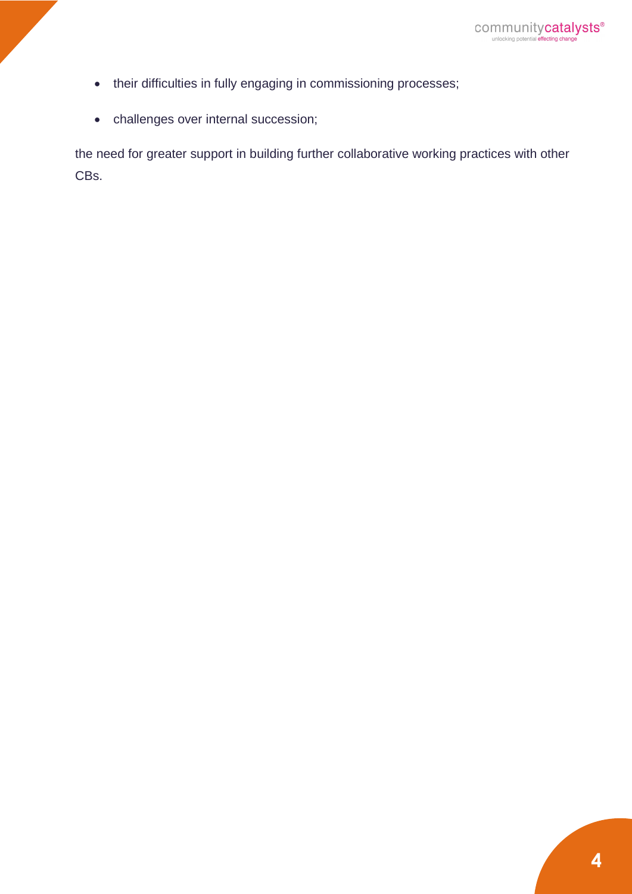- their difficulties in fully engaging in commissioning processes;
- challenges over internal succession;

the need for greater support in building further collaborative working practices with other CBs.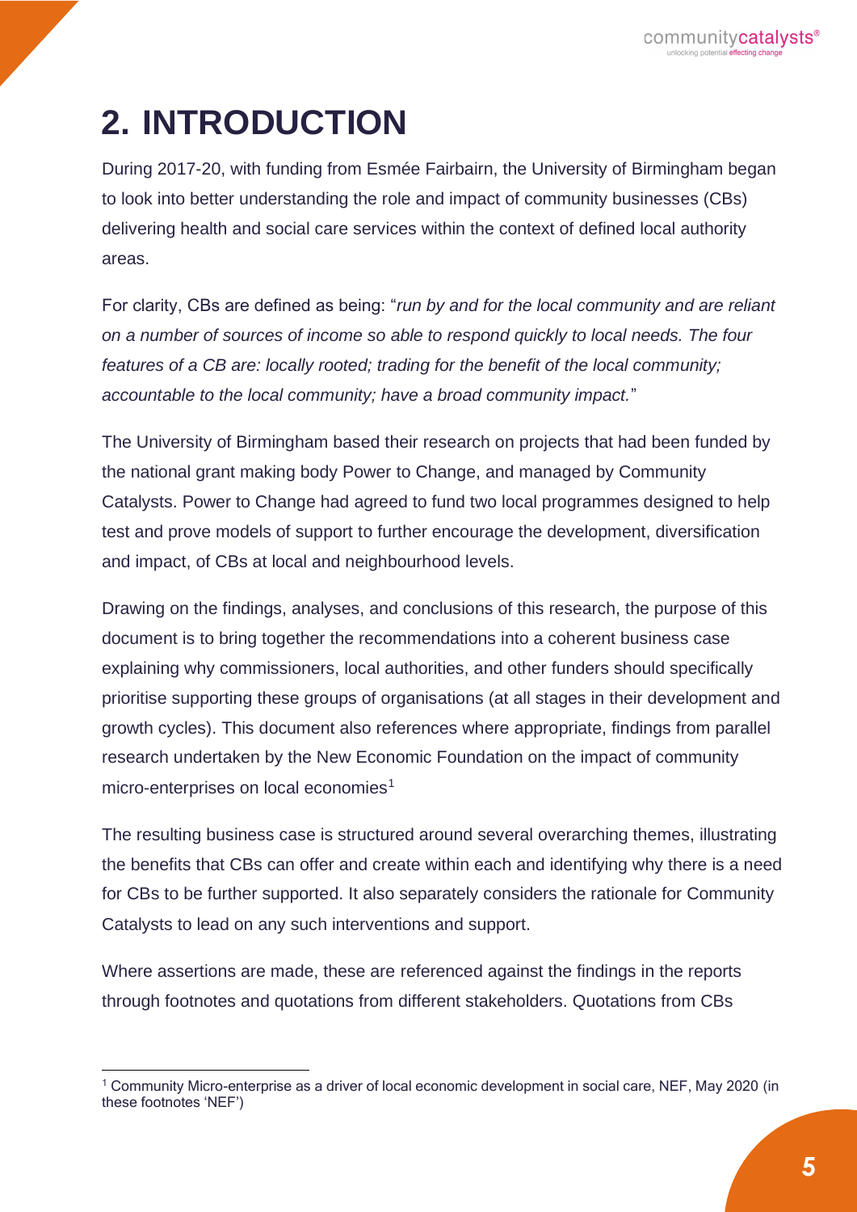# 2. INTRODUCTION

During 2017-20, with funding from Esmée Fairbairn, the University of Birmingham began to look into better understanding the role and impact of community businesses (CBs) delivering health and social care services within the context of defined local authority areas.

For clarity, CBs are defined as being: "*run by and for the local community and are reliant on a number of sources of income so able to respond quickly to local needs. The four features of a CB are: locally rooted; trading for the benefit of the local community; accountable to the local community; have a broad community impact.*"

The University of Birmingham based their research on projects that had been funded by the national grant making body Power to Change, and managed by Community Catalysts. Power to Change had agreed to fund two local programmes designed to help test and prove models of support to further encourage the development, diversification and impact, of CBs at local and neighbourhood levels.

Drawing on the findings, analyses, and conclusions of this research, the purpose of this document is to bring together the recommendations into a coherent business case explaining why commissioners, local authorities, and other funders should specifically prioritise supporting these groups of organisations (at all stages in their development and growth cycles). This document also references where appropriate, findings from parallel research undertaken by the New Economic Foundation on the impact of community micro-enterprises on local economies[1]

The resulting business case is structured around several overarching themes, illustrating the benefits that CBs can offer and create within each and identifying why there is a need for CBs to be further supported. It also separately considers the rationale for Community Catalysts to lead on any such interventions and support.

Where assertions are made, these are referenced against the findings in the reports through footnotes and quotations from different stakeholders. Quotations from CBs

[1] Community Micro-enterprise as a driver of local economic development in social care, NEF, May 2020 (in these footnotes 'NEF')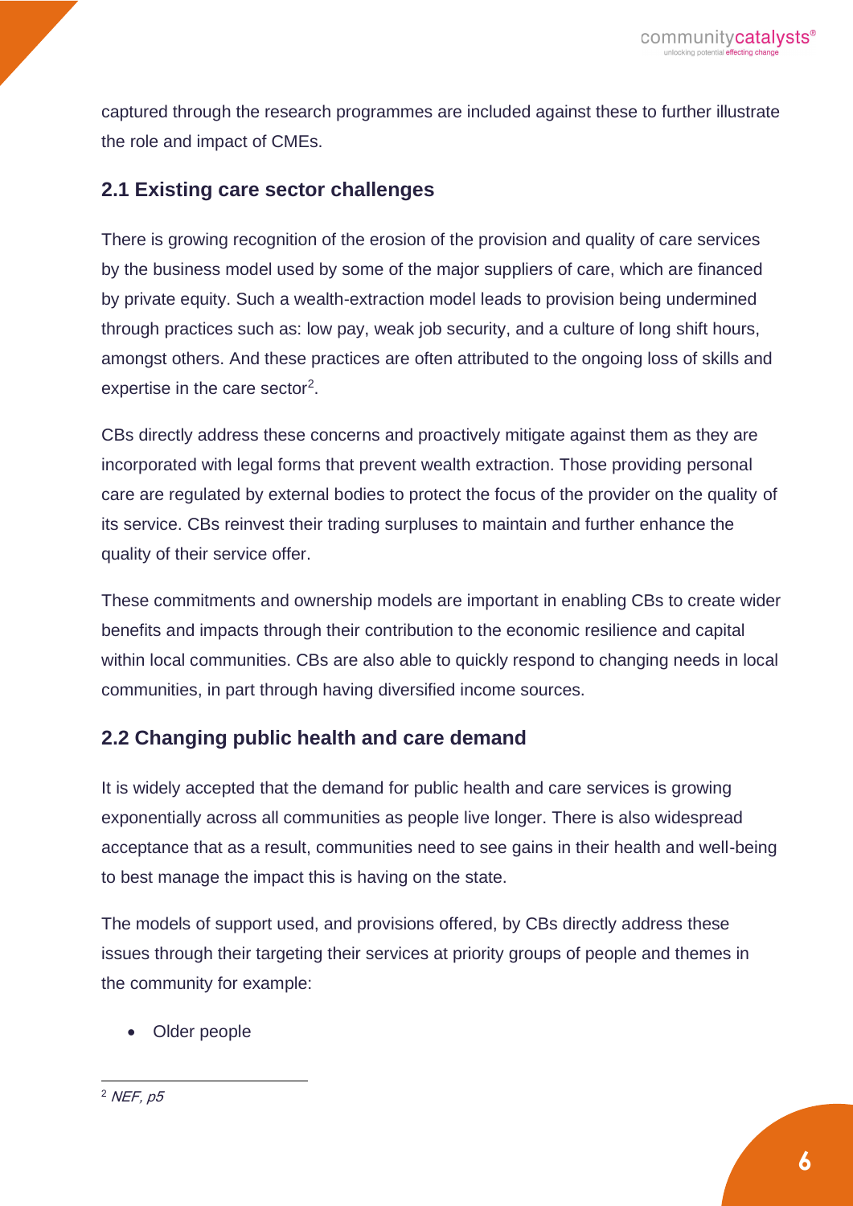captured through the research programmes are included against these to further illustrate the role and impact of CMEs.

## 2.1 Existing care sector challenges

There is growing recognition of the erosion of the provision and quality of care services by the business model used by some of the major suppliers of care, which are financed by private equity. Such a wealth-extraction model leads to provision being undermined through practices such as: low pay, weak job security, and a culture of long shift hours, amongst others. And these practices are often attributed to the ongoing loss of skills and expertise in the care sector[2].

CBs directly address these concerns and proactively mitigate against them as they are incorporated with legal forms that prevent wealth extraction. Those providing personal care are regulated by external bodies to protect the focus of the provider on the quality of its service. CBs reinvest their trading surpluses to maintain and further enhance the quality of their service offer.

These commitments and ownership models are important in enabling CBs to create wider benefits and impacts through their contribution to the economic resilience and capital within local communities. CBs are also able to quickly respond to changing needs in local communities, in part through having diversified income sources.

## 2.2 Changing public health and care demand

It is widely accepted that the demand for public health and care services is growing exponentially across all communities as people live longer. There is also widespread acceptance that as a result, communities need to see gains in their health and well-being to best manage the impact this is having on the state.

The models of support used, and provisions offered, by CBs directly address these issues through their targeting their services at priority groups of people and themes in the community for example:

- Older people

[2] *NEF, p5*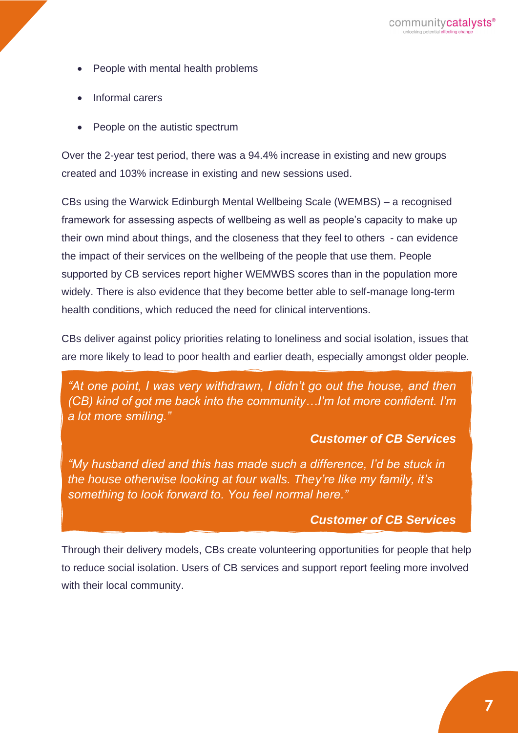- People with mental health problems
- Informal carers
- People on the autistic spectrum

Over the 2-year test period, there was a 94.4% increase in existing and new groups created and 103% increase in existing and new sessions used.

CBs using the Warwick Edinburgh Mental Wellbeing Scale (WEMBS) – a recognised framework for assessing aspects of wellbeing as well as people's capacity to make up their own mind about things, and the closeness that they feel to others - can evidence the impact of their services on the wellbeing of the people that use them. People supported by CB services report higher WEMWBS scores than in the population more widely. There is also evidence that they become better able to self-manage long-term health conditions, which reduced the need for clinical interventions.

CBs deliver against policy priorities relating to loneliness and social isolation, issues that are more likely to lead to poor health and earlier death, especially amongst older people.

> *"At one point, I was very withdrawn, I didn't go out the house, and then (CB) kind of got me back into the community…I'm lot more confident. I'm a lot more smiling."*
>
> ***Customer of CB Services***
>
> *"My husband died and this has made such a difference, I'd be stuck in the house otherwise looking at four walls. They're like my family, it's something to look forward to. You feel normal here."*
>
> ***Customer of CB Services***

Through their delivery models, CBs create volunteering opportunities for people that help to reduce social isolation. Users of CB services and support report feeling more involved with their local community.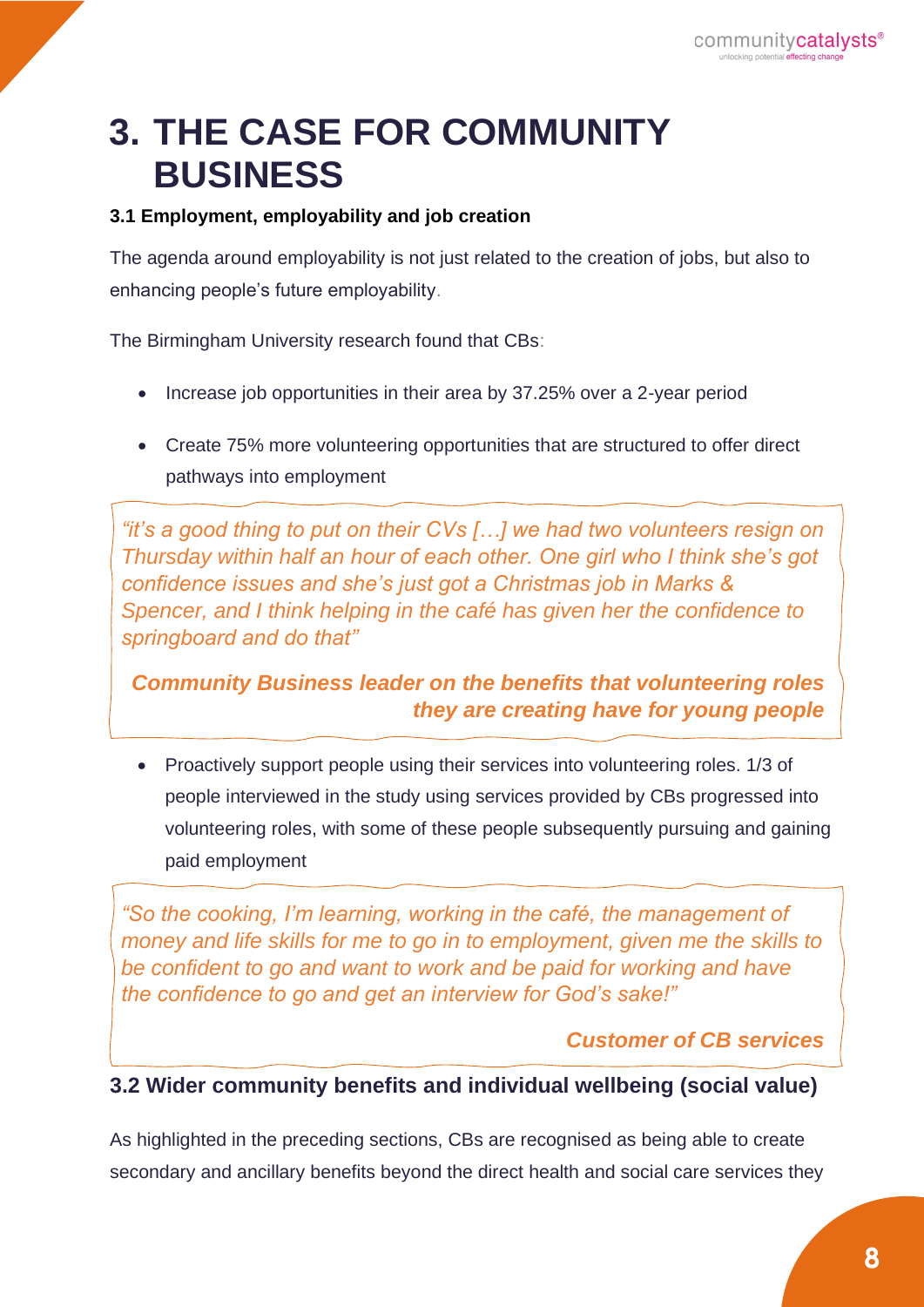# 3. THE CASE FOR COMMUNITY BUSINESS

### 3.1 Employment, employability and job creation

The agenda around employability is not just related to the creation of jobs, but also to enhancing people's future employability.

The Birmingham University research found that CBs:

- Increase job opportunities in their area by 37.25% over a 2-year period
- Create 75% more volunteering opportunities that are structured to offer direct pathways into employment

> *"it's a good thing to put on their CVs […] we had two volunteers resign on Thursday within half an hour of each other. One girl who I think she's got confidence issues and she's just got a Christmas job in Marks & Spencer, and I think helping in the café has given her the confidence to springboard and do that"*
>
> ***Community Business leader on the benefits that volunteering roles they are creating have for young people***

- Proactively support people using their services into volunteering roles. 1/3 of people interviewed in the study using services provided by CBs progressed into volunteering roles, with some of these people subsequently pursuing and gaining paid employment

> *"So the cooking, I'm learning, working in the café, the management of money and life skills for me to go in to employment, given me the skills to be confident to go and want to work and be paid for working and have the confidence to go and get an interview for God's sake!"*
>
> ***Customer of CB services***

### 3.2 Wider community benefits and individual wellbeing (social value)

As highlighted in the preceding sections, CBs are recognised as being able to create secondary and ancillary benefits beyond the direct health and social care services they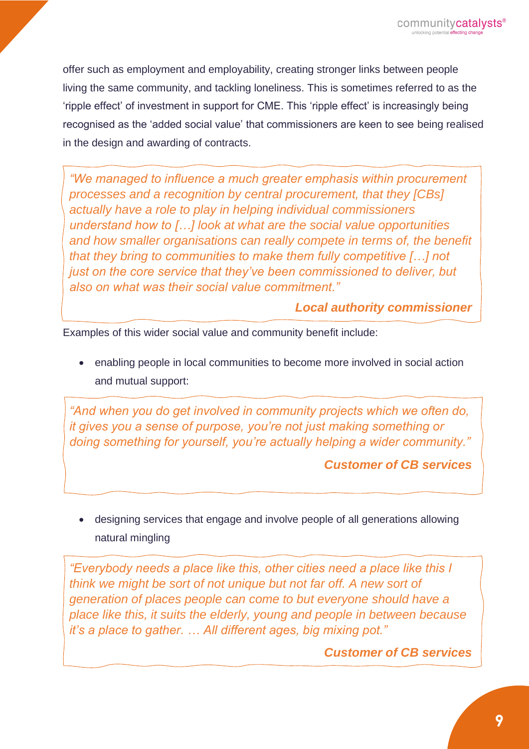offer such as employment and employability, creating stronger links between people living the same community, and tackling loneliness. This is sometimes referred to as the 'ripple effect' of investment in support for CME. This 'ripple effect' is increasingly being recognised as the 'added social value' that commissioners are keen to see being realised in the design and awarding of contracts.

> *"We managed to influence a much greater emphasis within procurement processes and a recognition by central procurement, that they [CBs] actually have a role to play in helping individual commissioners understand how to […] look at what are the social value opportunities and how smaller organisations can really compete in terms of, the benefit that they bring to communities to make them fully competitive […] not just on the core service that they've been commissioned to deliver, but also on what was their social value commitment."*
>
> ***Local authority commissioner***

Examples of this wider social value and community benefit include:

- enabling people in local communities to become more involved in social action and mutual support:

> *"And when you do get involved in community projects which we often do, it gives you a sense of purpose, you're not just making something or doing something for yourself, you're actually helping a wider community."*
>
> ***Customer of CB services***

- designing services that engage and involve people of all generations allowing natural mingling

> *"Everybody needs a place like this, other cities need a place like this I think we might be sort of not unique but not far off. A new sort of generation of places people can come to but everyone should have a place like this, it suits the elderly, young and people in between because it's a place to gather. … All different ages, big mixing pot."*
>
> ***Customer of CB services***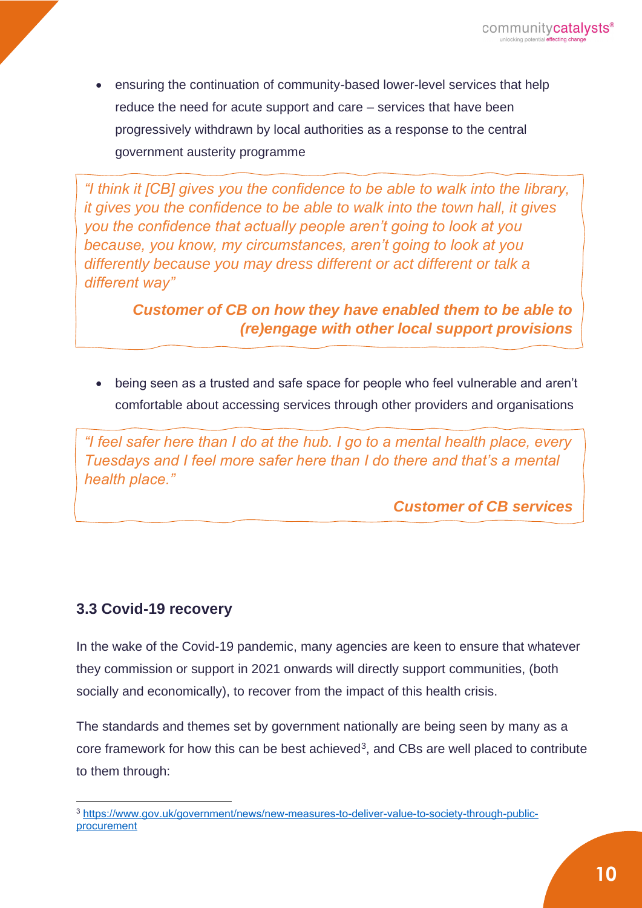- ensuring the continuation of community-based lower-level services that help reduce the need for acute support and care – services that have been progressively withdrawn by local authorities as a response to the central government austerity programme

> *"I think it [CB] gives you the confidence to be able to walk into the library, it gives you the confidence to be able to walk into the town hall, it gives you the confidence that actually people aren't going to look at you because, you know, my circumstances, aren't going to look at you differently because you may dress different or act different or talk a different way"*
>
> ***Customer of CB on how they have enabled them to be able to (re)engage with other local support provisions***

- being seen as a trusted and safe space for people who feel vulnerable and aren't comfortable about accessing services through other providers and organisations

> *"I feel safer here than I do at the hub. I go to a mental health place, every Tuesdays and I feel more safer here than I do there and that's a mental health place."*
>
> ***Customer of CB services***

### 3.3 Covid-19 recovery

In the wake of the Covid-19 pandemic, many agencies are keen to ensure that whatever they commission or support in 2021 onwards will directly support communities, (both socially and economically), to recover from the impact of this health crisis.

The standards and themes set by government nationally are being seen by many as a core framework for how this can be best achieved[3], and CBs are well placed to contribute to them through:

[3] https://www.gov.uk/government/news/new-measures-to-deliver-value-to-society-through-public-procurement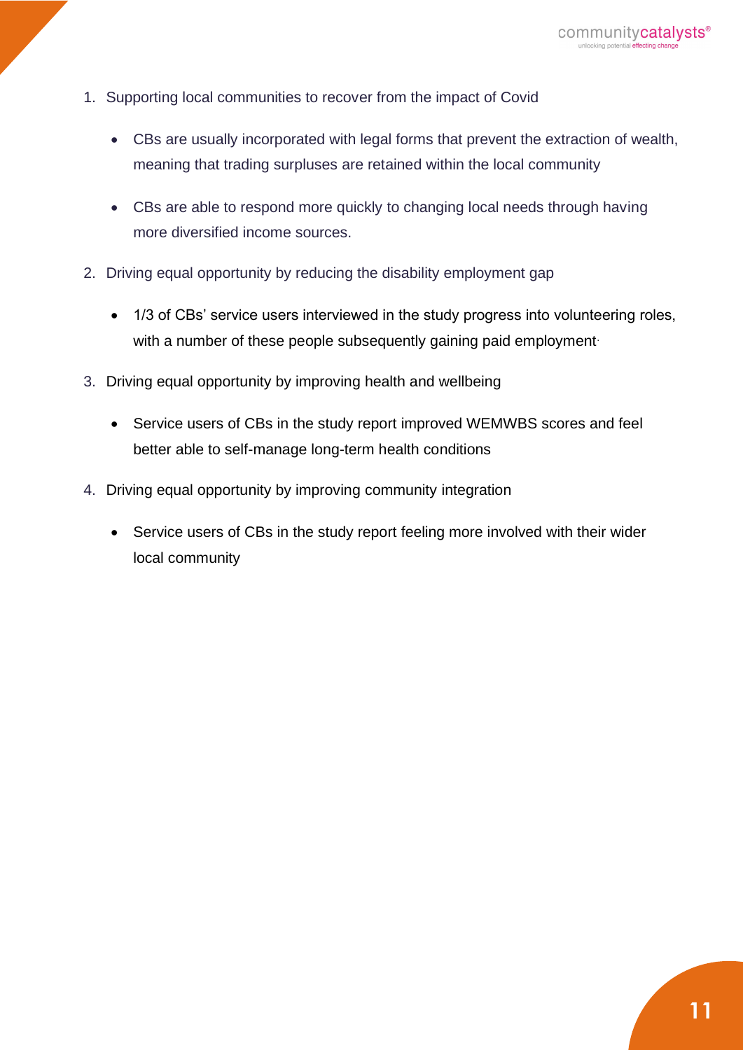1. Supporting local communities to recover from the impact of Covid

    - CBs are usually incorporated with legal forms that prevent the extraction of wealth, meaning that trading surpluses are retained within the local community

    - CBs are able to respond more quickly to changing local needs through having more diversified income sources.

2. Driving equal opportunity by reducing the disability employment gap

    - 1/3 of CBs' service users interviewed in the study progress into volunteering roles, with a number of these people subsequently gaining paid employment.

3. Driving equal opportunity by improving health and wellbeing

    - Service users of CBs in the study report improved WEMWBS scores and feel better able to self-manage long-term health conditions

4. Driving equal opportunity by improving community integration

    - Service users of CBs in the study report feeling more involved with their wider local community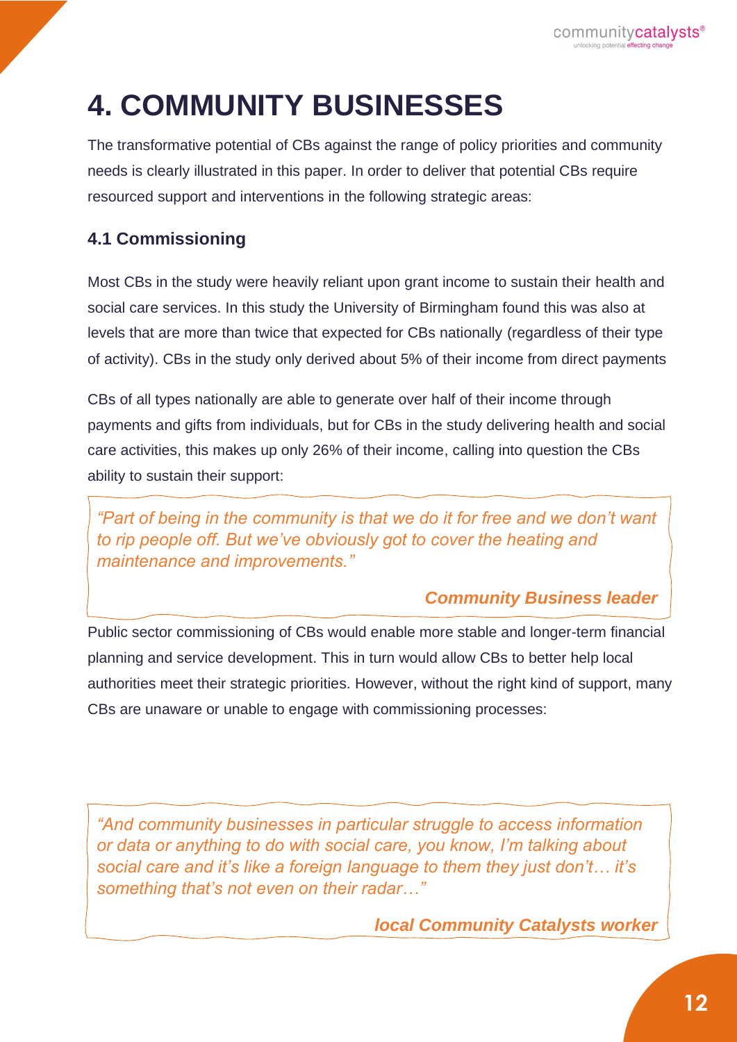# 4. COMMUNITY BUSINESSES

The transformative potential of CBs against the range of policy priorities and community needs is clearly illustrated in this paper. In order to deliver that potential CBs require resourced support and interventions in the following strategic areas:

## 4.1 Commissioning

Most CBs in the study were heavily reliant upon grant income to sustain their health and social care services. In this study the University of Birmingham found this was also at levels that are more than twice that expected for CBs nationally (regardless of their type of activity). CBs in the study only derived about 5% of their income from direct payments

CBs of all types nationally are able to generate over half of their income through payments and gifts from individuals, but for CBs in the study delivering health and social care activities, this makes up only 26% of their income, calling into question the CBs ability to sustain their support:

> *"Part of being in the community is that we do it for free and we don't want to rip people off. But we've obviously got to cover the heating and maintenance and improvements."*
>
> ***Community Business leader***

Public sector commissioning of CBs would enable more stable and longer-term financial planning and service development. This in turn would allow CBs to better help local authorities meet their strategic priorities. However, without the right kind of support, many CBs are unaware or unable to engage with commissioning processes:

> *"And community businesses in particular struggle to access information or data or anything to do with social care, you know, I'm talking about social care and it's like a foreign language to them they just don't… it's something that's not even on their radar…"*
>
> ***local Community Catalysts worker***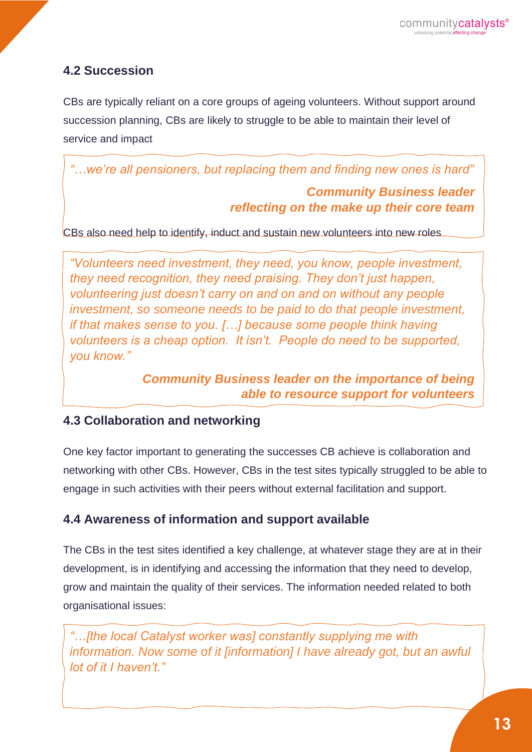## 4.2 Succession

CBs are typically reliant on a core groups of ageing volunteers. Without support around succession planning, CBs are likely to struggle to be able to maintain their level of service and impact

> *"…we're all pensioners, but replacing them and finding new ones is hard"*
>
> ***Community Business leader reflecting on the make up their core team***

CBs also need help to identify, induct and sustain new volunteers into new roles

> *"Volunteers need investment, they need, you know, people investment, they need recognition, they need praising. They don't just happen, volunteering just doesn't carry on and on and on without any people investment, so someone needs to be paid to do that people investment, if that makes sense to you. […] because some people think having volunteers is a cheap option. It isn't. People do need to be supported, you know."*
>
> ***Community Business leader on the importance of being able to resource support for volunteers***

## 4.3 Collaboration and networking

One key factor important to generating the successes CB achieve is collaboration and networking with other CBs. However, CBs in the test sites typically struggled to be able to engage in such activities with their peers without external facilitation and support.

## 4.4 Awareness of information and support available

The CBs in the test sites identified a key challenge, at whatever stage they are at in their development, is in identifying and accessing the information that they need to develop, grow and maintain the quality of their services. The information needed related to both organisational issues:

> *"…[the local Catalyst worker was] constantly supplying me with information. Now some of it [information] I have already got, but an awful lot of it I haven't."*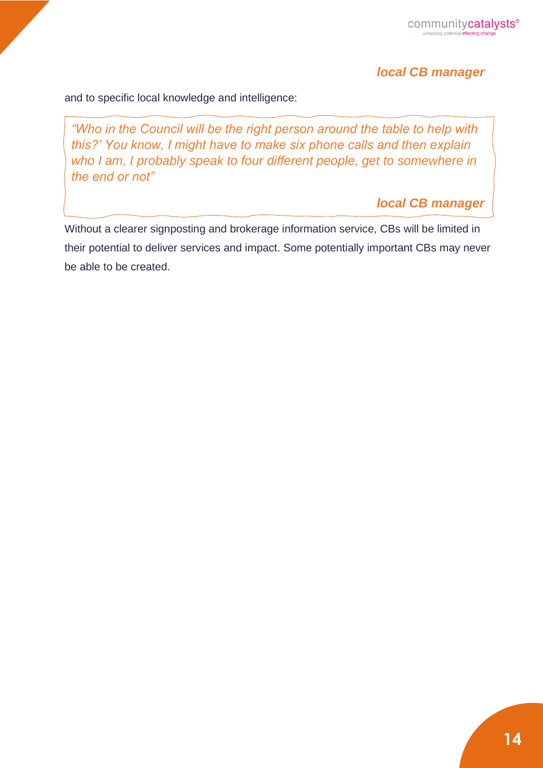***local CB manager***

and to specific local knowledge and intelligence:

> *"Who in the Council will be the right person around the table to help with this?' You know, I might have to make six phone calls and then explain who I am, I probably speak to four different people, get to somewhere in the end or not"*
>
> ***local CB manager***

Without a clearer signposting and brokerage information service, CBs will be limited in their potential to deliver services and impact. Some potentially important CBs may never be able to be created.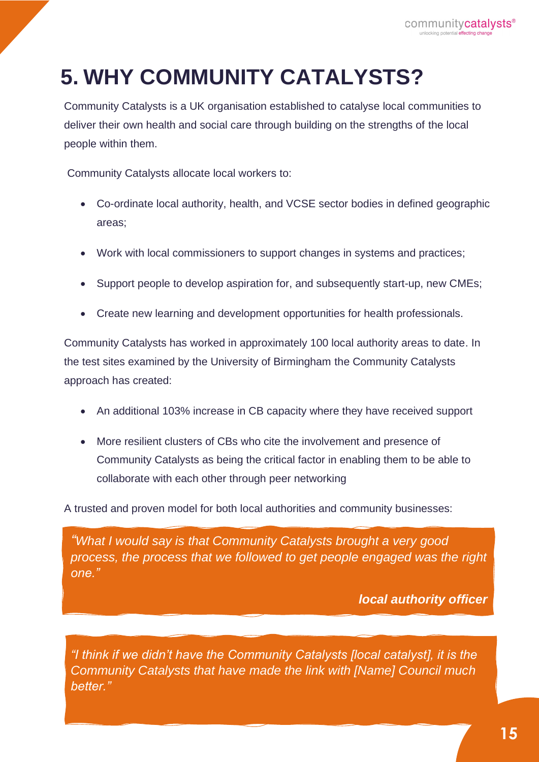# 5. WHY COMMUNITY CATALYSTS?

Community Catalysts is a UK organisation established to catalyse local communities to deliver their own health and social care through building on the strengths of the local people within them.

Community Catalysts allocate local workers to:

- Co-ordinate local authority, health, and VCSE sector bodies in defined geographic areas;
- Work with local commissioners to support changes in systems and practices;
- Support people to develop aspiration for, and subsequently start-up, new CMEs;
- Create new learning and development opportunities for health professionals.

Community Catalysts has worked in approximately 100 local authority areas to date. In the test sites examined by the University of Birmingham the Community Catalysts approach has created:

- An additional 103% increase in CB capacity where they have received support
- More resilient clusters of CBs who cite the involvement and presence of Community Catalysts as being the critical factor in enabling them to be able to collaborate with each other through peer networking

A trusted and proven model for both local authorities and community businesses:

> *"What I would say is that Community Catalysts brought a very good process, the process that we followed to get people engaged was the right one."*
>
> ***local authority officer***

> *"I think if we didn't have the Community Catalysts [local catalyst], it is the Community Catalysts that have made the link with [Name] Council much better."*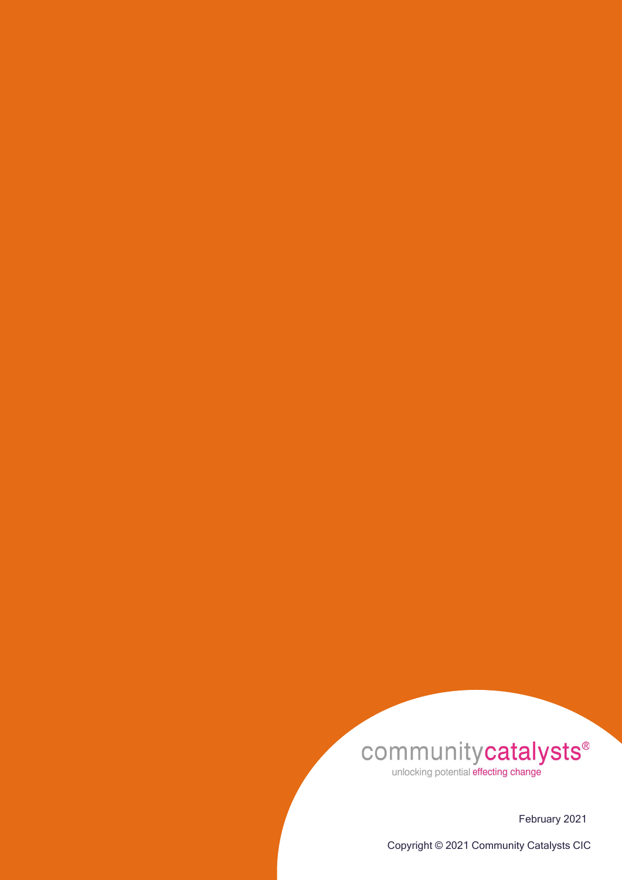communitycatalysts®

unlocking potential effecting change

February 2021

Copyright © 2021 Community Catalysts CIC